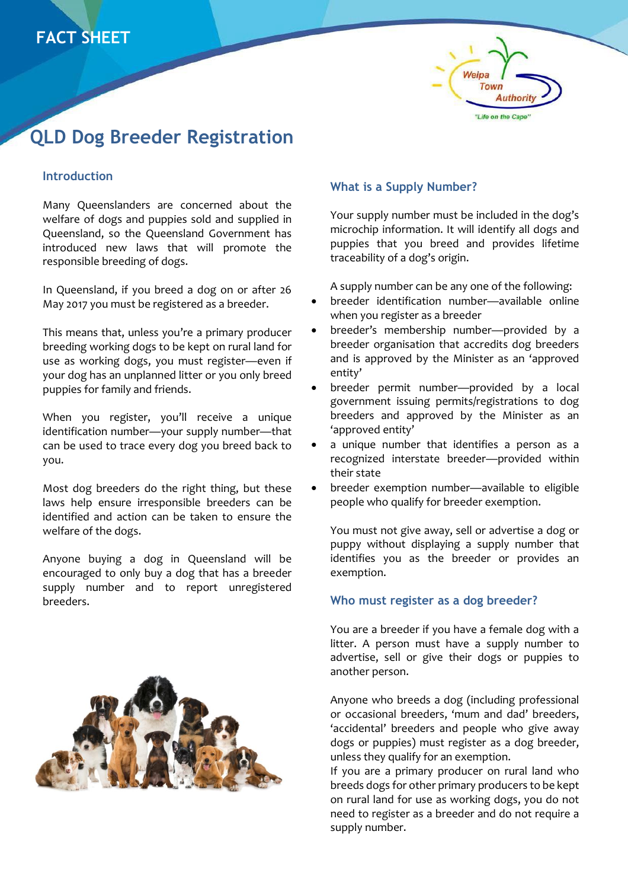FACT SHEET

# QLD Dog Breeder Registration

## Introduction

Many Queenslanders are concerned about the welfare of dogs and puppies sold and supplied in Queensland, so the Queensland Government has introduced new laws that will promote the responsible breeding of dogs.

In Queensland, if you breed a dog on or after 26 May 2017 you must be registered as a breeder.

This means that, unless you're a primary producer breeding working dogs to be kept on rural land for use as working dogs, you must register—even if your dog has an unplanned litter or you only breed puppies for family and friends.

When you register, you'll receive a unique identification number—your supply number—that can be used to trace every dog you breed back to you.

Most dog breeders do the right thing, but these laws help ensure irresponsible breeders can be identified and action can be taken to ensure the welfare of the dogs.

Anyone buying a dog in Queensland will be encouraged to only buy a dog that has a breeder supply number and to report unregistered breeders.

## What is a Supply Number?

Your supply number must be included in the dog's microchip information. It will identify all dogs and puppies that you breed and provides lifetime traceability of a dog's origin.

A supply number can be any one of the following:

- breeder identification number—available online when you register as a breeder
- breeder's membership number—provided by a breeder organisation that accredits dog breeders and is approved by the Minister as an 'approved entity'
- breeder permit number—provided by a local government issuing permits/registrations to dog breeders and approved by the Minister as an 'approved entity'
- a unique number that identifies a person as a recognized interstate breeder—provided within their state
- breeder exemption number—available to eligible people who qualify for breeder exemption.

You must not give away, sell or advertise a dog or puppy without displaying a supply number that identifies you as the breeder or provides an exemption.

## Who must register as a dog breeder?

You are a breeder if you have a female dog with a litter. A person must have a supply number to advertise, sell or give their dogs or puppies to another person.

Anyone who breeds a dog (including professional or occasional breeders, 'mum and dad' breeders, 'accidental' breeders and people who give away dogs or puppies) must register as a dog breeder, unless they qualify for an exemption.

If you are a primary producer on rural land who breeds dogs for other primary producers to be kept on rural land for use as working dogs, you do not need to register as a breeder and do not require a supply number.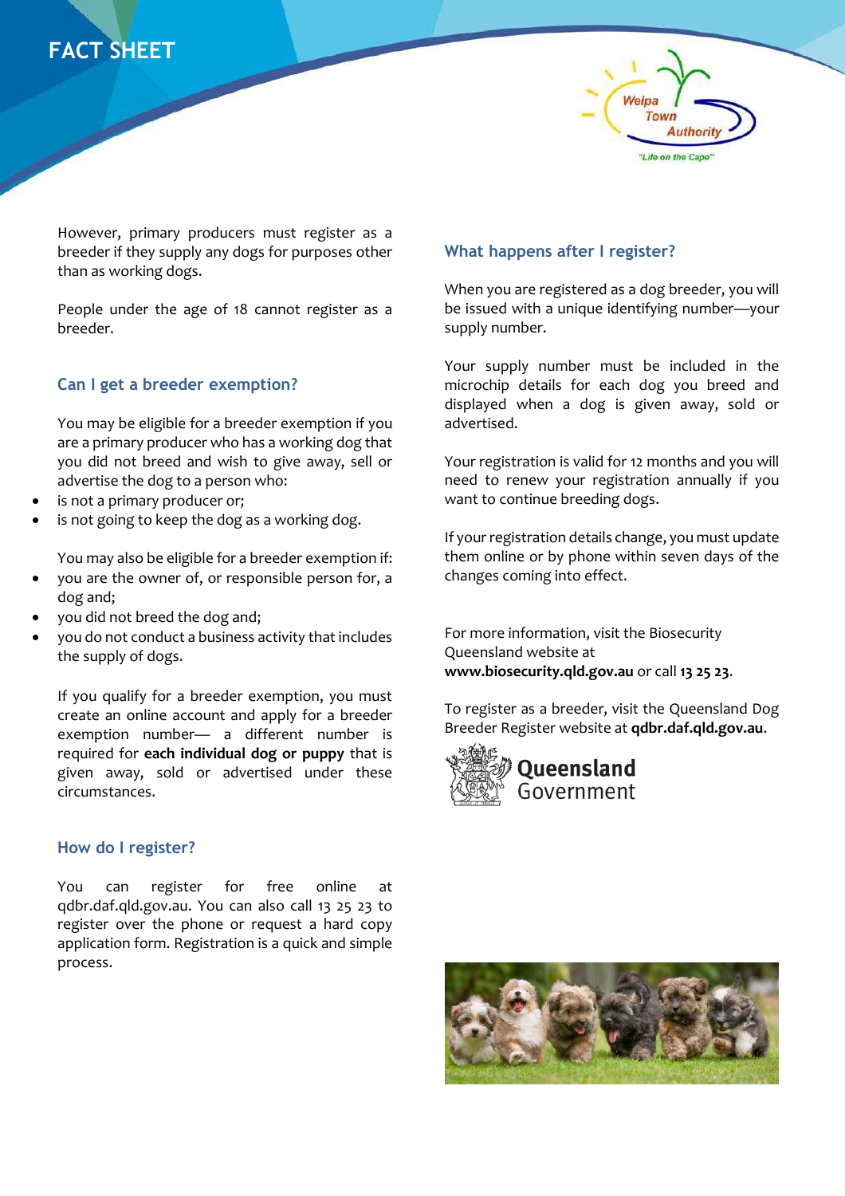However, primary producers must register as a breeder if they supply any dogs for purposes other than as working dogs.

People under the age of 18 cannot register as a breeder.

### Can I get a breeder exemption?

You may be eligible for a breeder exemption if you are a primary producer who has a working dog that you did not breed and wish to give away, sell or advertise the dog to a person who:

- is not a primary producer or;
- is not going to keep the dog as a working dog.

You may also be eligible for a breeder exemption if:

- you are the owner of, or responsible person for, a dog and;
- you did not breed the dog and;
- you do not conduct a business activity that includes the supply of dogs.

If you qualify for a breeder exemption, you must create an online account and apply for a breeder exemption number— a different number is required for **each individual dog or puppy** that is given away, sold or advertised under these circumstances.

### How do I register?

You can register for free online at qdbr.daf.qld.gov.au. You can also call 13 25 23 to register over the phone or request a hard copy application form. Registration is a quick and simple process.

### What happens after I register?

When you are registered as a dog breeder, you will be issued with a unique identifying number—your supply number.

Your supply number must be included in the microchip details for each dog you breed and displayed when a dog is given away, sold or advertised.

Your registration is valid for 12 months and you will need to renew your registration annually if you want to continue breeding dogs.

If your registration details change, you must update them online or by phone within seven days of the changes coming into effect.

For more information, visit the Biosecurity Queensland website at **www.biosecurity.qld.gov.au** or call **13 25 23**.

To register as a breeder, visit the Queensland Dog Breeder Register website at **qdbr.daf.qld.gov.au**.